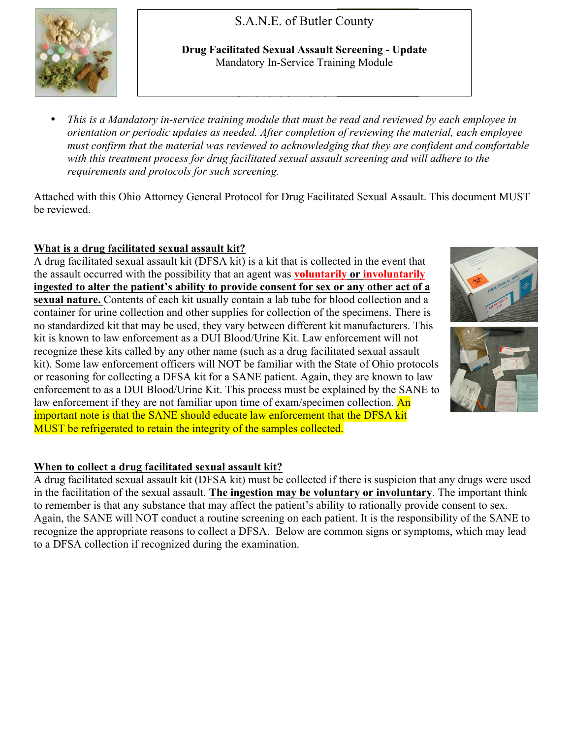# S.A.N.E. of Butler County

**Drug Facilitated Sexual Assault Screening - Update**
Mandatory In-Service Training Module

- *This is a Mandatory in-service training module that must be read and reviewed by each employee in orientation or periodic updates as needed. After completion of reviewing the material, each employee must confirm that the material was reviewed to acknowledging that they are confident and comfortable with this treatment process for drug facilitated sexual assault screening and will adhere to the requirements and protocols for such screening.*

Attached with this Ohio Attorney General Protocol for Drug Facilitated Sexual Assault. This document MUST be reviewed.

## What is a drug facilitated sexual assault kit?

A drug facilitated sexual assault kit (DFSA kit) is a kit that is collected in the event that the assault occurred with the possibility that an agent was **voluntarily or involuntarily ingested to alter the patient's ability to provide consent for sex or any other act of a sexual nature.** Contents of each kit usually contain a lab tube for blood collection and a container for urine collection and other supplies for collection of the specimens. There is no standardized kit that may be used, they vary between different kit manufacturers. This kit is known to law enforcement as a DUI Blood/Urine Kit. Law enforcement will not recognize these kits called by any other name (such as a drug facilitated sexual assault kit). Some law enforcement officers will NOT be familiar with the State of Ohio protocols or reasoning for collecting a DFSA kit for a SANE patient. Again, they are known to law enforcement to as a DUI Blood/Urine Kit. This process must be explained by the SANE to law enforcement if they are not familiar upon time of exam/specimen collection. An important note is that the SANE should educate law enforcement that the DFSA kit MUST be refrigerated to retain the integrity of the samples collected.

## When to collect a drug facilitated sexual assault kit?

A drug facilitated sexual assault kit (DFSA kit) must be collected if there is suspicion that any drugs were used in the facilitation of the sexual assault. **The ingestion may be voluntary or involuntary**. The important think to remember is that any substance that may affect the patient's ability to rationally provide consent to sex. Again, the SANE will NOT conduct a routine screening on each patient. It is the responsibility of the SANE to recognize the appropriate reasons to collect a DFSA. Below are common signs or symptoms, which may lead to a DFSA collection if recognized during the examination.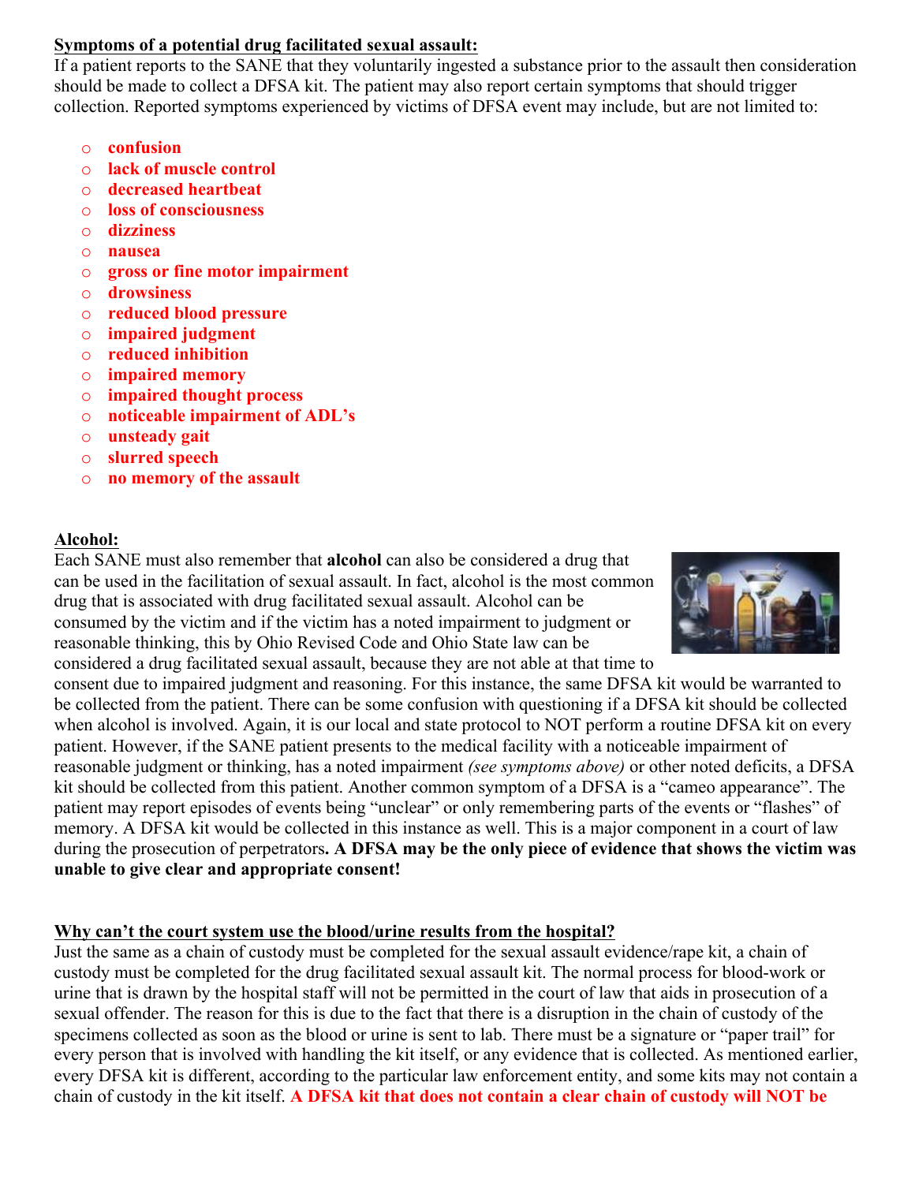**<u>Symptoms of a potential drug facilitated sexual assault:</u>**

If a patient reports to the SANE that they voluntarily ingested a substance prior to the assault then consideration should be made to collect a DFSA kit. The patient may also report certain symptoms that should trigger collection. Reported symptoms experienced by victims of DFSA event may include, but are not limited to:

- **confusion**
- **lack of muscle control**
- **decreased heartbeat**
- **loss of consciousness**
- **dizziness**
- **nausea**
- **gross or fine motor impairment**
- **drowsiness**
- **reduced blood pressure**
- **impaired judgment**
- **reduced inhibition**
- **impaired memory**
- **impaired thought process**
- **noticeable impairment of ADL's**
- **unsteady gait**
- **slurred speech**
- **no memory of the assault**

**<u>Alcohol:</u>**

Each SANE must also remember that **alcohol** can also be considered a drug that can be used in the facilitation of sexual assault. In fact, alcohol is the most common drug that is associated with drug facilitated sexual assault. Alcohol can be consumed by the victim and if the victim has a noted impairment to judgment or reasonable thinking, this by Ohio Revised Code and Ohio State law can be considered a drug facilitated sexual assault, because they are not able at that time to consent due to impaired judgment and reasoning. For this instance, the same DFSA kit would be warranted to be collected from the patient. There can be some confusion with questioning if a DFSA kit should be collected when alcohol is involved. Again, it is our local and state protocol to NOT perform a routine DFSA kit on every patient. However, if the SANE patient presents to the medical facility with a noticeable impairment of reasonable judgment or thinking, has a noted impairment *(see symptoms above)* or other noted deficits, a DFSA kit should be collected from this patient. Another common symptom of a DFSA is a "cameo appearance". The patient may report episodes of events being "unclear" or only remembering parts of the events or "flashes" of memory. A DFSA kit would be collected in this instance as well. This is a major component in a court of law during the prosecution of perpetrators**. A DFSA may be the only piece of evidence that shows the victim was unable to give clear and appropriate consent!**

**<u>Why can't the court system use the blood/urine results from the hospital?</u>**

Just the same as a chain of custody must be completed for the sexual assault evidence/rape kit, a chain of custody must be completed for the drug facilitated sexual assault kit. The normal process for blood-work or urine that is drawn by the hospital staff will not be permitted in the court of law that aids in prosecution of a sexual offender. The reason for this is due to the fact that there is a disruption in the chain of custody of the specimens collected as soon as the blood or urine is sent to lab. There must be a signature or "paper trail" for every person that is involved with handling the kit itself, or any evidence that is collected. As mentioned earlier, every DFSA kit is different, according to the particular law enforcement entity, and some kits may not contain a chain of custody in the kit itself. **A DFSA kit that does not contain a clear chain of custody will NOT be**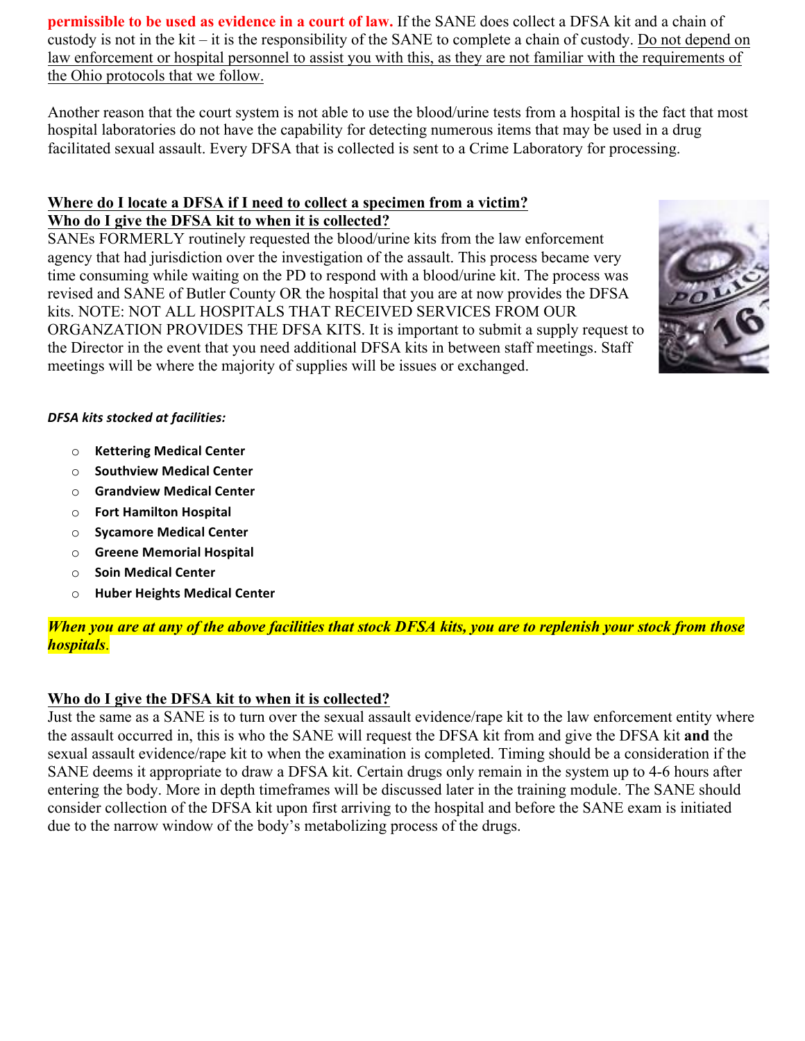**permissible to be used as evidence in a court of law.** If the SANE does collect a DFSA kit and a chain of custody is not in the kit – it is the responsibility of the SANE to complete a chain of custody. Do not depend on law enforcement or hospital personnel to assist you with this, as they are not familiar with the requirements of the Ohio protocols that we follow.

Another reason that the court system is not able to use the blood/urine tests from a hospital is the fact that most hospital laboratories do not have the capability for detecting numerous items that may be used in a drug facilitated sexual assault. Every DFSA that is collected is sent to a Crime Laboratory for processing.

**Where do I locate a DFSA if I need to collect a specimen from a victim?**
**Who do I give the DFSA kit to when it is collected?**

SANEs FORMERLY routinely requested the blood/urine kits from the law enforcement agency that had jurisdiction over the investigation of the assault. This process became very time consuming while waiting on the PD to respond with a blood/urine kit. The process was revised and SANE of Butler County OR the hospital that you are at now provides the DFSA kits. NOTE: NOT ALL HOSPITALS THAT RECEIVED SERVICES FROM OUR ORGANZATION PROVIDES THE DFSA KITS. It is important to submit a supply request to the Director in the event that you need additional DFSA kits in between staff meetings. Staff meetings will be where the majority of supplies will be issues or exchanged.

***DFSA kits stocked at facilities:***

- **Kettering Medical Center**
- **Southview Medical Center**
- **Grandview Medical Center**
- **Fort Hamilton Hospital**
- **Sycamore Medical Center**
- **Greene Memorial Hospital**
- **Soin Medical Center**
- **Huber Heights Medical Center**

***When you are at any of the above facilities that stock DFSA kits, you are to replenish your stock from those hospitals.***

**Who do I give the DFSA kit to when it is collected?**

Just the same as a SANE is to turn over the sexual assault evidence/rape kit to the law enforcement entity where the assault occurred in, this is who the SANE will request the DFSA kit from and give the DFSA kit **and** the sexual assault evidence/rape kit to when the examination is completed. Timing should be a consideration if the SANE deems it appropriate to draw a DFSA kit. Certain drugs only remain in the system up to 4-6 hours after entering the body. More in depth timeframes will be discussed later in the training module. The SANE should consider collection of the DFSA kit upon first arriving to the hospital and before the SANE exam is initiated due to the narrow window of the body's metabolizing process of the drugs.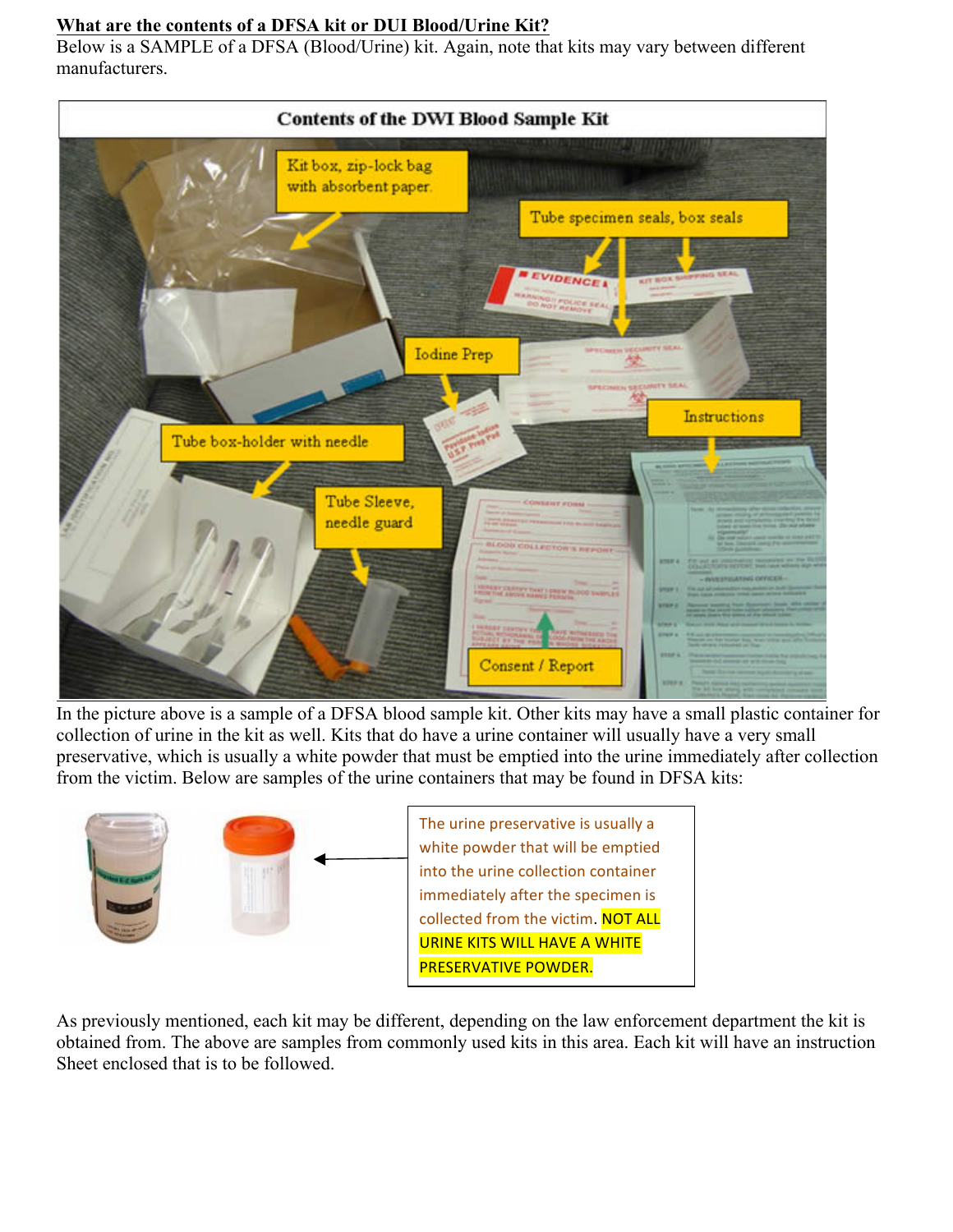**What are the contents of a DFSA kit or DUI Blood/Urine Kit?**

Below is a SAMPLE of a DFSA (Blood/Urine) kit. Again, note that kits may vary between different manufacturers.

**Contents of the DWI Blood Sample Kit**

- Kit box, zip-lock bag with absorbent paper
- Tube specimen seals, box seals
- Iodine Prep
- Instructions
- Tube box-holder with needle
- Tube Sleeve, needle guard
- Consent / Report

In the picture above is a sample of a DFSA blood sample kit. Other kits may have a small plastic container for collection of urine in the kit as well. Kits that do have a urine container will usually have a very small preservative, which is usually a white powder that must be emptied into the urine immediately after collection from the victim. Below are samples of the urine containers that may be found in DFSA kits:

The urine preservative is usually a white powder that will be emptied into the urine collection container immediately after the specimen is collected from the victim. NOT ALL URINE KITS WILL HAVE A WHITE PRESERVATIVE POWDER.

As previously mentioned, each kit may be different, depending on the law enforcement department the kit is obtained from. The above are samples from commonly used kits in this area. Each kit will have an instruction Sheet enclosed that is to be followed.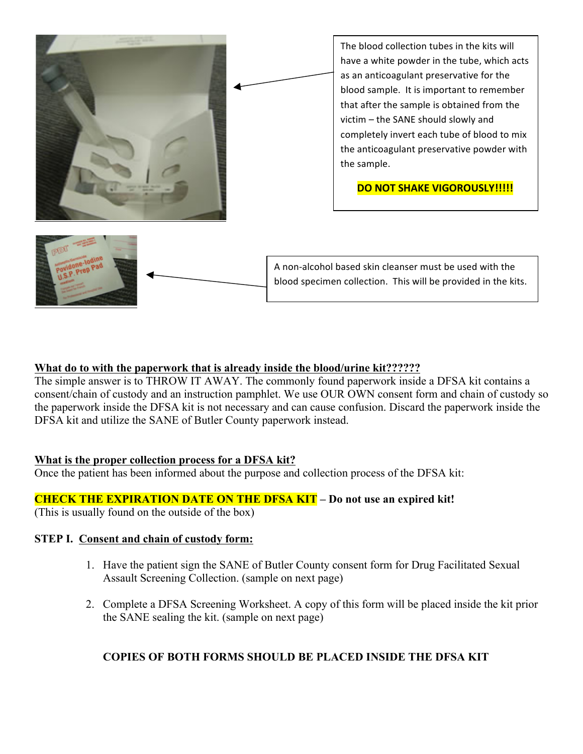The blood collection tubes in the kits will have a white powder in the tube, which acts as an anticoagulant preservative for the blood sample. It is important to remember that after the sample is obtained from the victim – the SANE should slowly and completely invert each tube of blood to mix the anticoagulant preservative powder with the sample.

**DO NOT SHAKE VIGOROUSLY!!!!!**

A non-alcohol based skin cleanser must be used with the blood specimen collection. This will be provided in the kits.

**<u>What do to with the paperwork that is already inside the blood/urine kit??????</u>**

The simple answer is to THROW IT AWAY. The commonly found paperwork inside a DFSA kit contains a consent/chain of custody and an instruction pamphlet. We use OUR OWN consent form and chain of custody so the paperwork inside the DFSA kit is not necessary and can cause confusion. Discard the paperwork inside the DFSA kit and utilize the SANE of Butler County paperwork instead.

**<u>What is the proper collection process for a DFSA kit?</u>**

Once the patient has been informed about the purpose and collection process of the DFSA kit:

**CHECK THE EXPIRATION DATE ON THE DFSA KIT – Do not use an expired kit!**
(This is usually found on the outside of the box)

**STEP I. <u>Consent and chain of custody form:</u>**

1. Have the patient sign the SANE of Butler County consent form for Drug Facilitated Sexual Assault Screening Collection. (sample on next page)

2. Complete a DFSA Screening Worksheet. A copy of this form will be placed inside the kit prior the SANE sealing the kit. (sample on next page)

**COPIES OF BOTH FORMS SHOULD BE PLACED INSIDE THE DFSA KIT**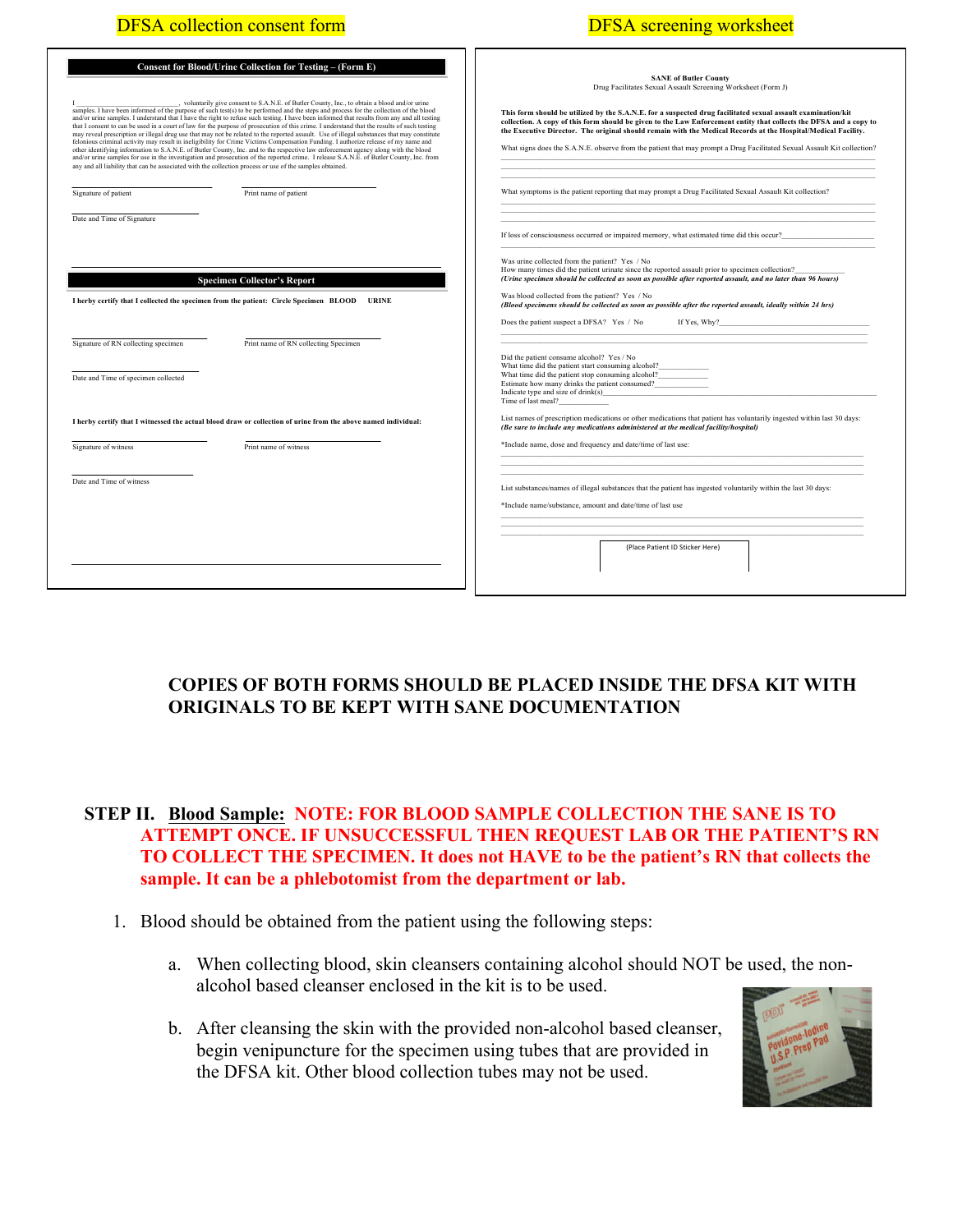DFSA collection consent form

**Consent for Blood/Urine Collection for Testing – (Form E)**

I ___________________________, voluntarily give consent to S.A.N.E. of Butler County, Inc., to obtain a blood and/or urine samples. I have been informed of the purpose of such test(s) to be performed and the steps and process for the collection of the blood and/or urine samples. I understand that I have the right to refuse such testing. I have been informed that results from any and all testing that I consent to can be used in a court of law for the purpose of prosecution of this crime. I understand that the results of such testing may reveal prescription or illegal drug use that may not be related to the reported assault. Use of illegal substances that may constitute felonious criminal activity may result in ineligibility for Crime Victims Compensation Funding. I authorize release of my name and other identifying information to S.A.N.E. of Butler County, Inc. and to the respective law enforcement agency along with the blood and/or urine samples for use in the investigation and prosecution of the reported crime. I release S.A.N.E. of Butler County, Inc. from any and all liability that can be associated with the collection process or use of the samples obtained.

Signature of patient ____________________ Print name of patient ____________________

Date and Time of Signature ____________________

**Specimen Collector's Report**

**I herby certify that I collected the specimen from the patient: Circle Specimen BLOOD URINE**

Signature of RN collecting specimen ____________________ Print name of RN collecting Specimen ____________________

Date and Time of specimen collected ____________________

**I herby certify that I witnessed the actual blood draw or collection of urine from the above named individual:**

Signature of witness ____________________ Print name of witness ____________________

Date and Time of witness ____________________

DFSA screening worksheet

**SANE of Butler County**
Drug Facilitates Sexual Assault Screening Worksheet (Form J)

**This form should be utilized by the S.A.N.E. for a suspected drug facilitated sexual assault examination/kit collection. A copy of this form should be given to the Law Enforcement entity that collects the DFSA and a copy to the Executive Director. The original should remain with the Medical Records at the Hospital/Medical Facility.**

What signs does the S.A.N.E. observe from the patient that may prompt a Drug Facilitated Sexual Assault Kit collection?

What symptoms is the patient reporting that may prompt a Drug Facilitated Sexual Assault Kit collection?

If loss of consciousness occurred or impaired memory, what estimated time did this occur?____________________

Was urine collected from the patient? Yes / No
How many times did the patient urinate since the reported assault prior to specimen collection?____________
***(Urine specimen should be collected as soon as possible after reported assault, and no later than 96 hours)***

Was blood collected from the patient? Yes / No
***(Blood specimens should be collected as soon as possible after the reported assault, ideally within 24 hrs)***

Does the patient suspect a DFSA? Yes / No If Yes, Why?____________________

Did the patient consume alcohol? Yes / No
What time did the patient start consuming alcohol?____________
What time did the patient stop consuming alcohol?____________
Estimate how many drinks the patient consumed?____________
Indicate type and size of drink(s)____________
Time of last meal?____________

List names of prescription medications or other medications that patient has voluntarily ingested within last 30 days:
***(Be sure to include any medications administered at the medical facility/hospital)***

*Include name, dose and frequency and date/time of last use:

List substances/names of illegal substances that the patient has ingested voluntarily within the last 30 days:

*Include name/substance, amount and date/time of last use

(Place Patient ID Sticker Here)

**COPIES OF BOTH FORMS SHOULD BE PLACED INSIDE THE DFSA KIT WITH ORIGINALS TO BE KEPT WITH SANE DOCUMENTATION**

**STEP II. Blood Sample: NOTE: FOR BLOOD SAMPLE COLLECTION THE SANE IS TO ATTEMPT ONCE. IF UNSUCCESSFUL THEN REQUEST LAB OR THE PATIENT'S RN TO COLLECT THE SPECIMEN. It does not HAVE to be the patient's RN that collects the sample. It can be a phlebotomist from the department or lab.**

1. Blood should be obtained from the patient using the following steps:
   a. When collecting blood, skin cleansers containing alcohol should NOT be used, the non-alcohol based cleanser enclosed in the kit is to be used.
   b. After cleansing the skin with the provided non-alcohol based cleanser, begin venipuncture for the specimen using tubes that are provided in the DFSA kit. Other blood collection tubes may not be used.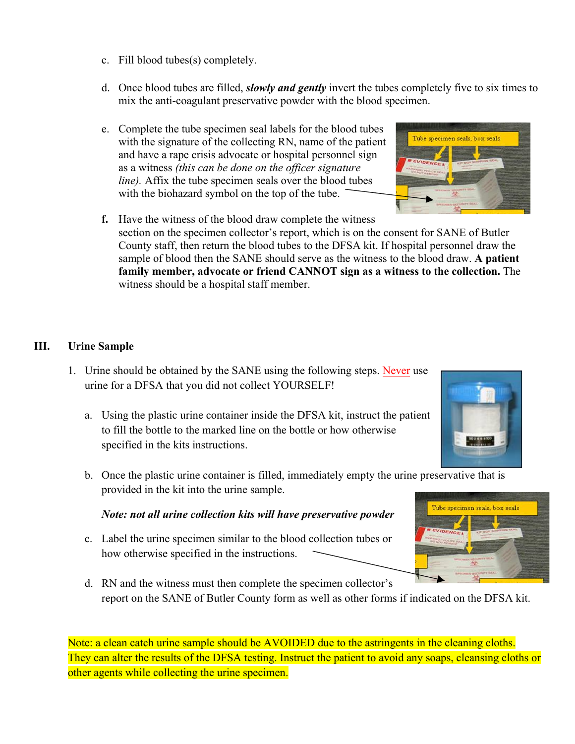c. Fill blood tubes(s) completely.

d. Once blood tubes are filled, ***slowly and gently*** invert the tubes completely five to six times to mix the anti-coagulant preservative powder with the blood specimen.

e. Complete the tube specimen seal labels for the blood tubes with the signature of the collecting RN, name of the patient and have a rape crisis advocate or hospital personnel sign as a witness *(this can be done on the officer signature line).* Affix the tube specimen seals over the blood tubes with the biohazard symbol on the top of the tube.

**f.** Have the witness of the blood draw complete the witness section on the specimen collector's report, which is on the consent for SANE of Butler County staff, then return the blood tubes to the DFSA kit. If hospital personnel draw the sample of blood then the SANE should serve as the witness to the blood draw. **A patient family member, advocate or friend CANNOT sign as a witness to the collection.** The witness should be a hospital staff member.

## III. Urine Sample

1. Urine should be obtained by the SANE using the following steps. Never use urine for a DFSA that you did not collect YOURSELF!

   a. Using the plastic urine container inside the DFSA kit, instruct the patient to fill the bottle to the marked line on the bottle or how otherwise specified in the kits instructions.

   b. Once the plastic urine container is filled, immediately empty the urine preservative that is provided in the kit into the urine sample.

   ***Note: not all urine collection kits will have preservative powder***

   c. Label the urine specimen similar to the blood collection tubes or how otherwise specified in the instructions.

   d. RN and the witness must then complete the specimen collector's report on the SANE of Butler County form as well as other forms if indicated on the DFSA kit.

Note: a clean catch urine sample should be AVOIDED due to the astringents in the cleaning cloths. They can alter the results of the DFSA testing. Instruct the patient to avoid any soaps, cleansing cloths or other agents while collecting the urine specimen.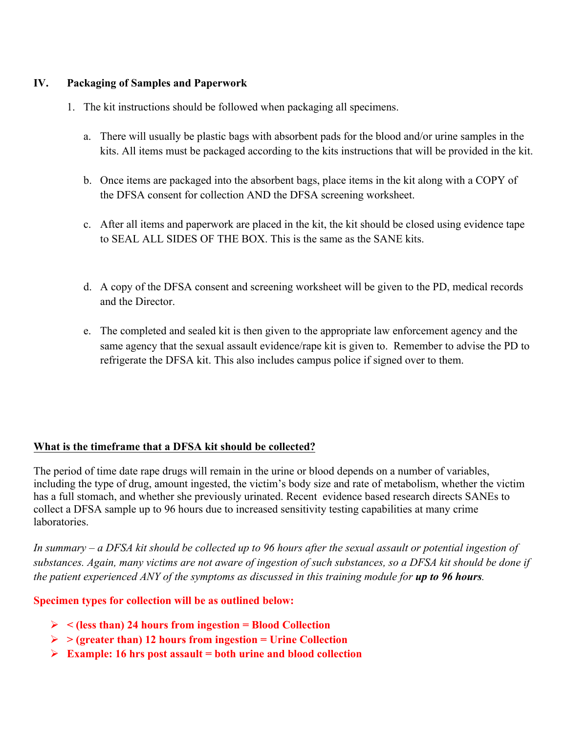## IV. Packaging of Samples and Paperwork

1. The kit instructions should be followed when packaging all specimens.

   a. There will usually be plastic bags with absorbent pads for the blood and/or urine samples in the kits. All items must be packaged according to the kits instructions that will be provided in the kit.

   b. Once items are packaged into the absorbent bags, place items in the kit along with a COPY of the DFSA consent for collection AND the DFSA screening worksheet.

   c. After all items and paperwork are placed in the kit, the kit should be closed using evidence tape to SEAL ALL SIDES OF THE BOX. This is the same as the SANE kits.

   d. A copy of the DFSA consent and screening worksheet will be given to the PD, medical records and the Director.

   e. The completed and sealed kit is then given to the appropriate law enforcement agency and the same agency that the sexual assault evidence/rape kit is given to. Remember to advise the PD to refrigerate the DFSA kit. This also includes campus police if signed over to them.

<u>**What is the timeframe that a DFSA kit should be collected?**</u>

The period of time date rape drugs will remain in the urine or blood depends on a number of variables, including the type of drug, amount ingested, the victim's body size and rate of metabolism, whether the victim has a full stomach, and whether she previously urinated. Recent evidence based research directs SANEs to collect a DFSA sample up to 96 hours due to increased sensitivity testing capabilities at many crime laboratories.

*In summary – a DFSA kit should be collected up to 96 hours after the sexual assault or potential ingestion of substances. Again, many victims are not aware of ingestion of such substances, so a DFSA kit should be done if the patient experienced ANY of the symptoms as discussed in this training module for* ***up to 96 hours****.*

**Specimen types for collection will be as outlined below:**

- **< (less than) 24 hours from ingestion = Blood Collection**
- **> (greater than) 12 hours from ingestion = Urine Collection**
- **Example: 16 hrs post assault = both urine and blood collection**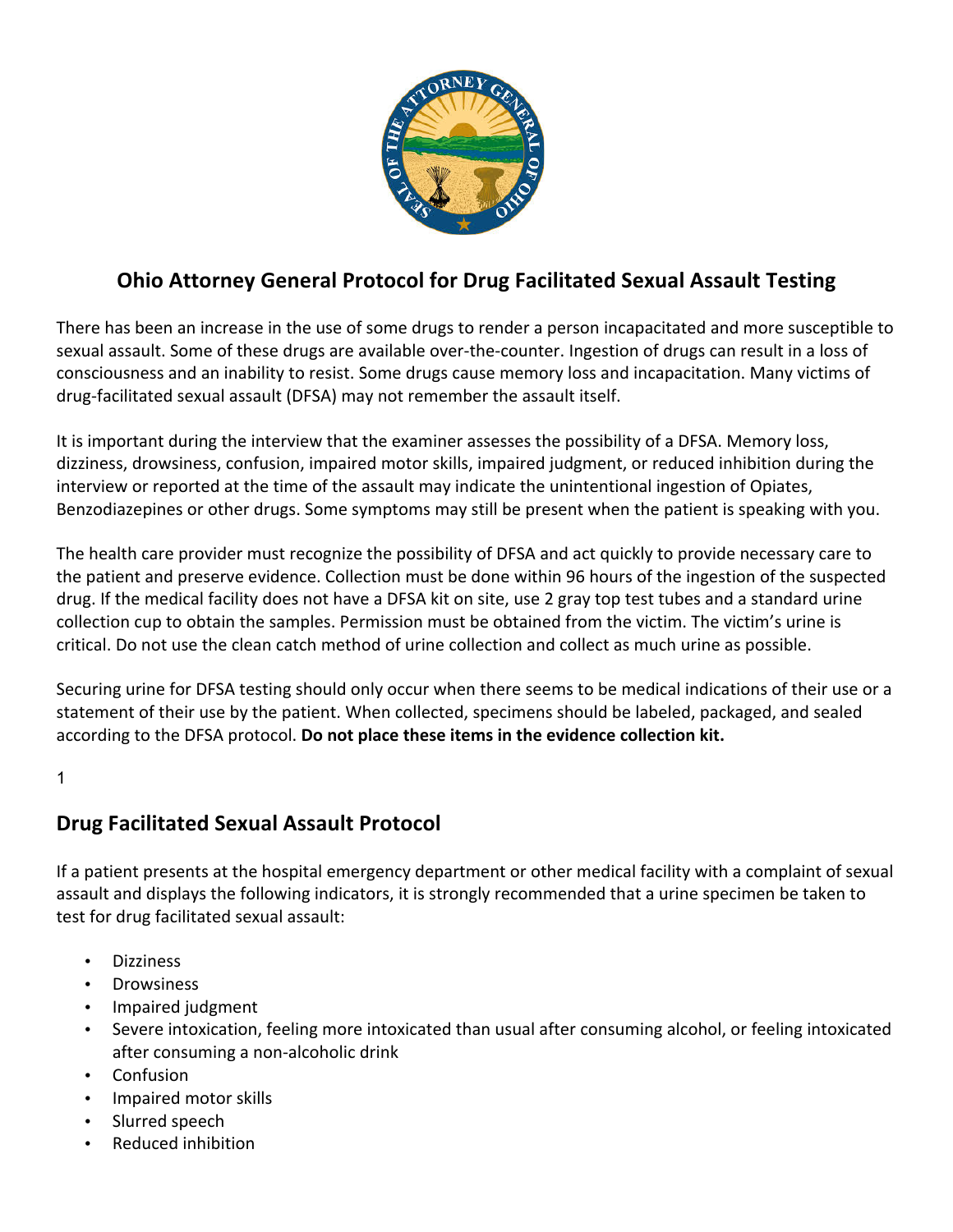# Ohio Attorney General Protocol for Drug Facilitated Sexual Assault Testing

There has been an increase in the use of some drugs to render a person incapacitated and more susceptible to sexual assault. Some of these drugs are available over-the-counter. Ingestion of drugs can result in a loss of consciousness and an inability to resist. Some drugs cause memory loss and incapacitation. Many victims of drug-facilitated sexual assault (DFSA) may not remember the assault itself.

It is important during the interview that the examiner assesses the possibility of a DFSA. Memory loss, dizziness, drowsiness, confusion, impaired motor skills, impaired judgment, or reduced inhibition during the interview or reported at the time of the assault may indicate the unintentional ingestion of Opiates, Benzodiazepines or other drugs. Some symptoms may still be present when the patient is speaking with you.

The health care provider must recognize the possibility of DFSA and act quickly to provide necessary care to the patient and preserve evidence. Collection must be done within 96 hours of the ingestion of the suspected drug. If the medical facility does not have a DFSA kit on site, use 2 gray top test tubes and a standard urine collection cup to obtain the samples. Permission must be obtained from the victim. The victim's urine is critical. Do not use the clean catch method of urine collection and collect as much urine as possible.

Securing urine for DFSA testing should only occur when there seems to be medical indications of their use or a statement of their use by the patient. When collected, specimens should be labeled, packaged, and sealed according to the DFSA protocol. **Do not place these items in the evidence collection kit.**

1

## Drug Facilitated Sexual Assault Protocol

If a patient presents at the hospital emergency department or other medical facility with a complaint of sexual assault and displays the following indicators, it is strongly recommended that a urine specimen be taken to test for drug facilitated sexual assault:

- Dizziness
- Drowsiness
- Impaired judgment
- Severe intoxication, feeling more intoxicated than usual after consuming alcohol, or feeling intoxicated after consuming a non-alcoholic drink
- Confusion
- Impaired motor skills
- Slurred speech
- Reduced inhibition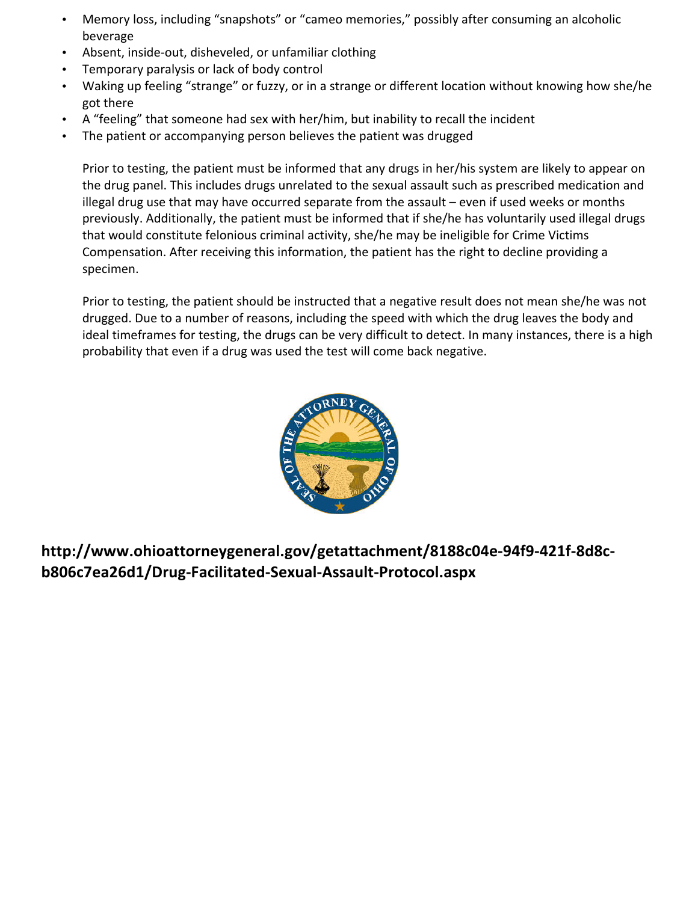- Memory loss, including "snapshots" or "cameo memories," possibly after consuming an alcoholic beverage
- Absent, inside-out, disheveled, or unfamiliar clothing
- Temporary paralysis or lack of body control
- Waking up feeling "strange" or fuzzy, or in a strange or different location without knowing how she/he got there
- A "feeling" that someone had sex with her/him, but inability to recall the incident
- The patient or accompanying person believes the patient was drugged

Prior to testing, the patient must be informed that any drugs in her/his system are likely to appear on the drug panel. This includes drugs unrelated to the sexual assault such as prescribed medication and illegal drug use that may have occurred separate from the assault – even if used weeks or months previously. Additionally, the patient must be informed that if she/he has voluntarily used illegal drugs that would constitute felonious criminal activity, she/he may be ineligible for Crime Victims Compensation. After receiving this information, the patient has the right to decline providing a specimen.

Prior to testing, the patient should be instructed that a negative result does not mean she/he was not drugged. Due to a number of reasons, including the speed with which the drug leaves the body and ideal timeframes for testing, the drugs can be very difficult to detect. In many instances, there is a high probability that even if a drug was used the test will come back negative.

**http://www.ohioattorneygeneral.gov/getattachment/8188c04e-94f9-421f-8d8c-b806c7ea26d1/Drug-Facilitated-Sexual-Assault-Protocol.aspx**